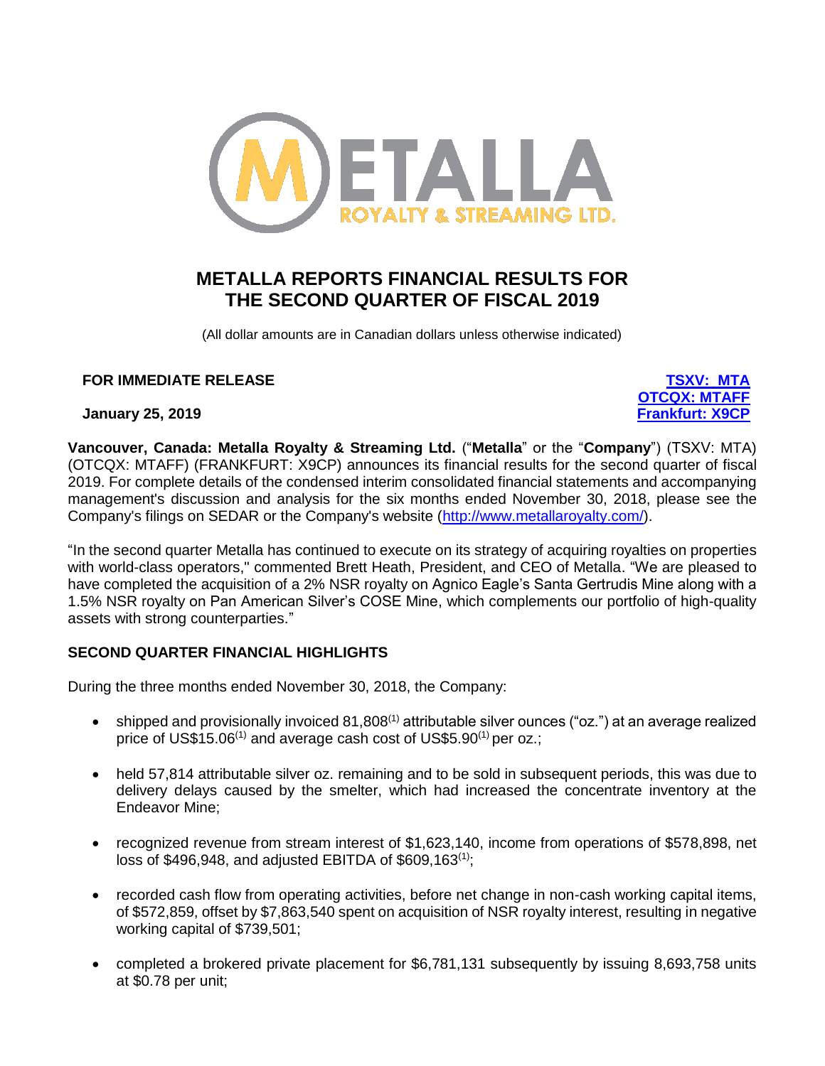# METALLA REPORTS FINANCIAL RESULTS FOR THE SECOND QUARTER OF FISCAL 2019

(All dollar amounts are in Canadian dollars unless otherwise indicated)

**FOR IMMEDIATE RELEASE**

**January 25, 2019**

**TSXV: MTA**
**OTCQX: MTAFF**
**Frankfurt: X9CP**

**Vancouver, Canada: Metalla Royalty & Streaming Ltd.** ("**Metalla**" or the "**Company**") (TSXV: MTA) (OTCQX: MTAFF) (FRANKFURT: X9CP) announces its financial results for the second quarter of fiscal 2019. For complete details of the condensed interim consolidated financial statements and accompanying management's discussion and analysis for the six months ended November 30, 2018, please see the Company's filings on SEDAR or the Company's website (http://www.metallaroyalty.com/).

"In the second quarter Metalla has continued to execute on its strategy of acquiring royalties on properties with world-class operators," commented Brett Heath, President, and CEO of Metalla. "We are pleased to have completed the acquisition of a 2% NSR royalty on Agnico Eagle's Santa Gertrudis Mine along with a 1.5% NSR royalty on Pan American Silver's COSE Mine, which complements our portfolio of high-quality assets with strong counterparties."

## SECOND QUARTER FINANCIAL HIGHLIGHTS

During the three months ended November 30, 2018, the Company:

- shipped and provisionally invoiced 81,808[(1)] attributable silver ounces ("oz.") at an average realized price of US$15.06[(1)] and average cash cost of US$5.90[(1)] per oz.;
- held 57,814 attributable silver oz. remaining and to be sold in subsequent periods, this was due to delivery delays caused by the smelter, which had increased the concentrate inventory at the Endeavor Mine;
- recognized revenue from stream interest of $1,623,140, income from operations of $578,898, net loss of $496,948, and adjusted EBITDA of $609,163[(1)];
- recorded cash flow from operating activities, before net change in non-cash working capital items, of $572,859, offset by $7,863,540 spent on acquisition of NSR royalty interest, resulting in negative working capital of $739,501;
- completed a brokered private placement for $6,781,131 subsequently by issuing 8,693,758 units at $0.78 per unit;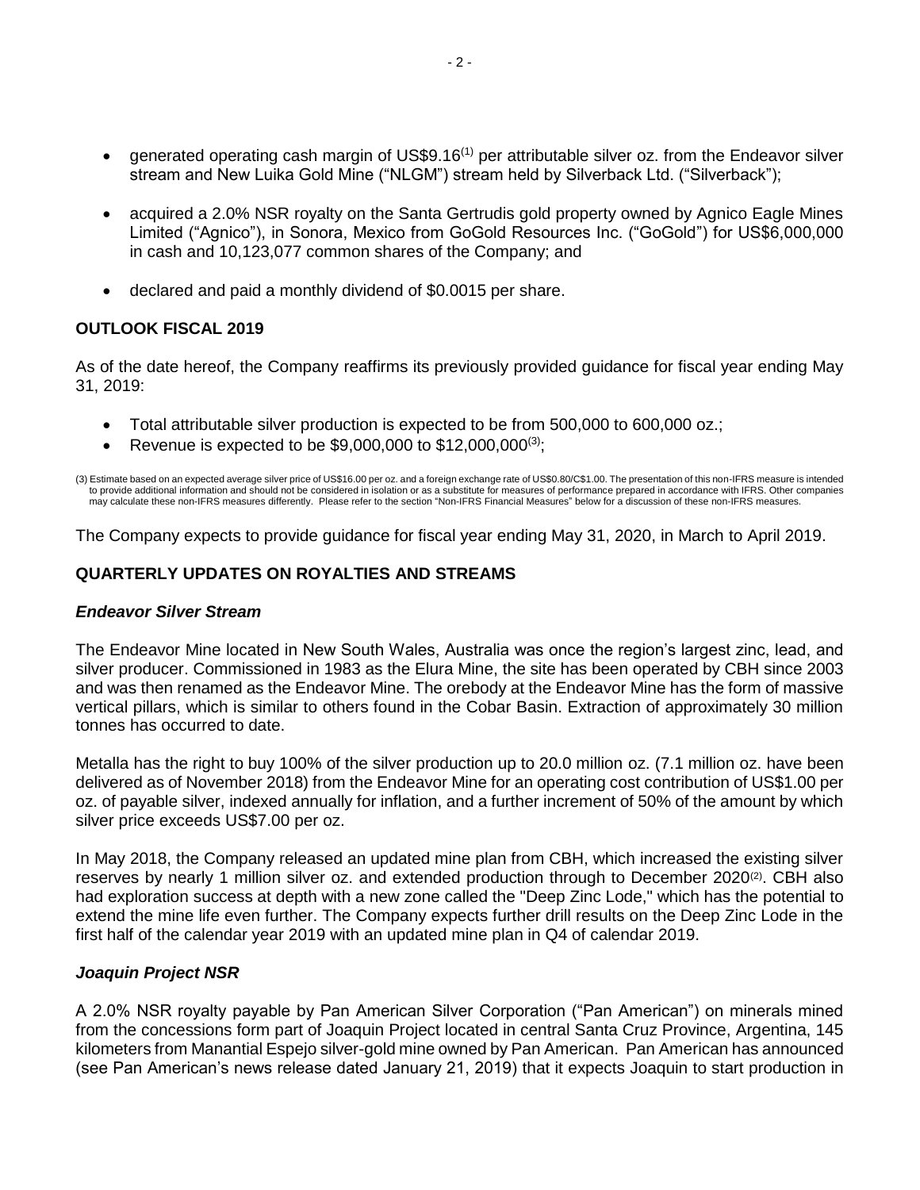- generated operating cash margin of US$9.16[(1)] per attributable silver oz. from the Endeavor silver stream and New Luika Gold Mine ("NLGM") stream held by Silverback Ltd. ("Silverback");

- acquired a 2.0% NSR royalty on the Santa Gertrudis gold property owned by Agnico Eagle Mines Limited ("Agnico"), in Sonora, Mexico from GoGold Resources Inc. ("GoGold") for US$6,000,000 in cash and 10,123,077 common shares of the Company; and

- declared and paid a monthly dividend of $0.0015 per share.

## OUTLOOK FISCAL 2019

As of the date hereof, the Company reaffirms its previously provided guidance for fiscal year ending May 31, 2019:

- Total attributable silver production is expected to be from 500,000 to 600,000 oz.;
- Revenue is expected to be $9,000,000 to $12,000,000[(3)];

(3) Estimate based on an expected average silver price of US$16.00 per oz. and a foreign exchange rate of US$0.80/C$1.00. The presentation of this non-IFRS measure is intended to provide additional information and should not be considered in isolation or as a substitute for measures of performance prepared in accordance with IFRS. Other companies may calculate these non-IFRS measures differently. Please refer to the section "Non-IFRS Financial Measures" below for a discussion of these non-IFRS measures.

The Company expects to provide guidance for fiscal year ending May 31, 2020, in March to April 2019.

## QUARTERLY UPDATES ON ROYALTIES AND STREAMS

### *Endeavor Silver Stream*

The Endeavor Mine located in New South Wales, Australia was once the region's largest zinc, lead, and silver producer. Commissioned in 1983 as the Elura Mine, the site has been operated by CBH since 2003 and was then renamed as the Endeavor Mine. The orebody at the Endeavor Mine has the form of massive vertical pillars, which is similar to others found in the Cobar Basin. Extraction of approximately 30 million tonnes has occurred to date.

Metalla has the right to buy 100% of the silver production up to 20.0 million oz. (7.1 million oz. have been delivered as of November 2018) from the Endeavor Mine for an operating cost contribution of US$1.00 per oz. of payable silver, indexed annually for inflation, and a further increment of 50% of the amount by which silver price exceeds US$7.00 per oz.

In May 2018, the Company released an updated mine plan from CBH, which increased the existing silver reserves by nearly 1 million silver oz. and extended production through to December 2020[(2)]. CBH also had exploration success at depth with a new zone called the "Deep Zinc Lode," which has the potential to extend the mine life even further. The Company expects further drill results on the Deep Zinc Lode in the first half of the calendar year 2019 with an updated mine plan in Q4 of calendar 2019.

### *Joaquin Project NSR*

A 2.0% NSR royalty payable by Pan American Silver Corporation ("Pan American") on minerals mined from the concessions form part of Joaquin Project located in central Santa Cruz Province, Argentina, 145 kilometers from Manantial Espejo silver-gold mine owned by Pan American. Pan American has announced (see Pan American's news release dated January 21, 2019) that it expects Joaquin to start production in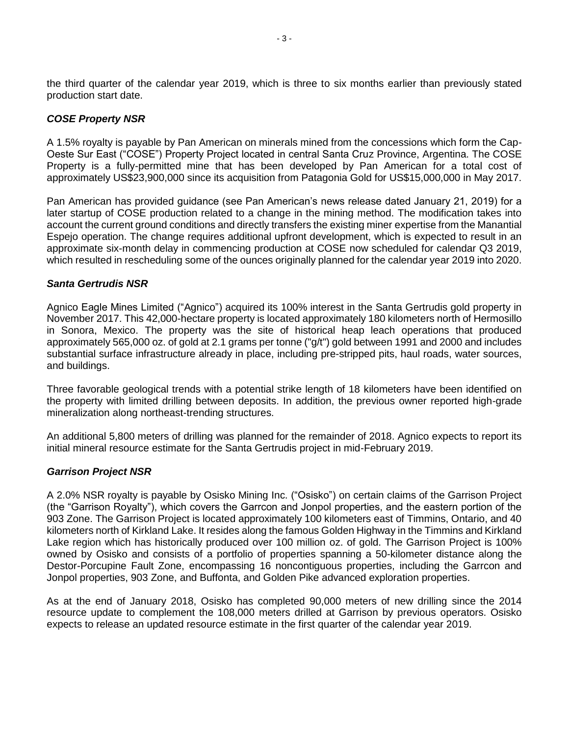the third quarter of the calendar year 2019, which is three to six months earlier than previously stated production start date.

### *COSE Property NSR*

A 1.5% royalty is payable by Pan American on minerals mined from the concessions which form the Cap-Oeste Sur East ("COSE") Property Project located in central Santa Cruz Province, Argentina. The COSE Property is a fully-permitted mine that has been developed by Pan American for a total cost of approximately US$23,900,000 since its acquisition from Patagonia Gold for US$15,000,000 in May 2017.

Pan American has provided guidance (see Pan American's news release dated January 21, 2019) for a later startup of COSE production related to a change in the mining method. The modification takes into account the current ground conditions and directly transfers the existing miner expertise from the Manantial Espejo operation. The change requires additional upfront development, which is expected to result in an approximate six-month delay in commencing production at COSE now scheduled for calendar Q3 2019, which resulted in rescheduling some of the ounces originally planned for the calendar year 2019 into 2020.

### *Santa Gertrudis NSR*

Agnico Eagle Mines Limited ("Agnico") acquired its 100% interest in the Santa Gertrudis gold property in November 2017. This 42,000-hectare property is located approximately 180 kilometers north of Hermosillo in Sonora, Mexico. The property was the site of historical heap leach operations that produced approximately 565,000 oz. of gold at 2.1 grams per tonne ("g/t") gold between 1991 and 2000 and includes substantial surface infrastructure already in place, including pre-stripped pits, haul roads, water sources, and buildings.

Three favorable geological trends with a potential strike length of 18 kilometers have been identified on the property with limited drilling between deposits. In addition, the previous owner reported high-grade mineralization along northeast-trending structures.

An additional 5,800 meters of drilling was planned for the remainder of 2018. Agnico expects to report its initial mineral resource estimate for the Santa Gertrudis project in mid-February 2019.

### *Garrison Project NSR*

A 2.0% NSR royalty is payable by Osisko Mining Inc. ("Osisko") on certain claims of the Garrison Project (the "Garrison Royalty"), which covers the Garrcon and Jonpol properties, and the eastern portion of the 903 Zone. The Garrison Project is located approximately 100 kilometers east of Timmins, Ontario, and 40 kilometers north of Kirkland Lake. It resides along the famous Golden Highway in the Timmins and Kirkland Lake region which has historically produced over 100 million oz. of gold. The Garrison Project is 100% owned by Osisko and consists of a portfolio of properties spanning a 50-kilometer distance along the Destor-Porcupine Fault Zone, encompassing 16 noncontiguous properties, including the Garrcon and Jonpol properties, 903 Zone, and Buffonta, and Golden Pike advanced exploration properties.

As at the end of January 2018, Osisko has completed 90,000 meters of new drilling since the 2014 resource update to complement the 108,000 meters drilled at Garrison by previous operators. Osisko expects to release an updated resource estimate in the first quarter of the calendar year 2019.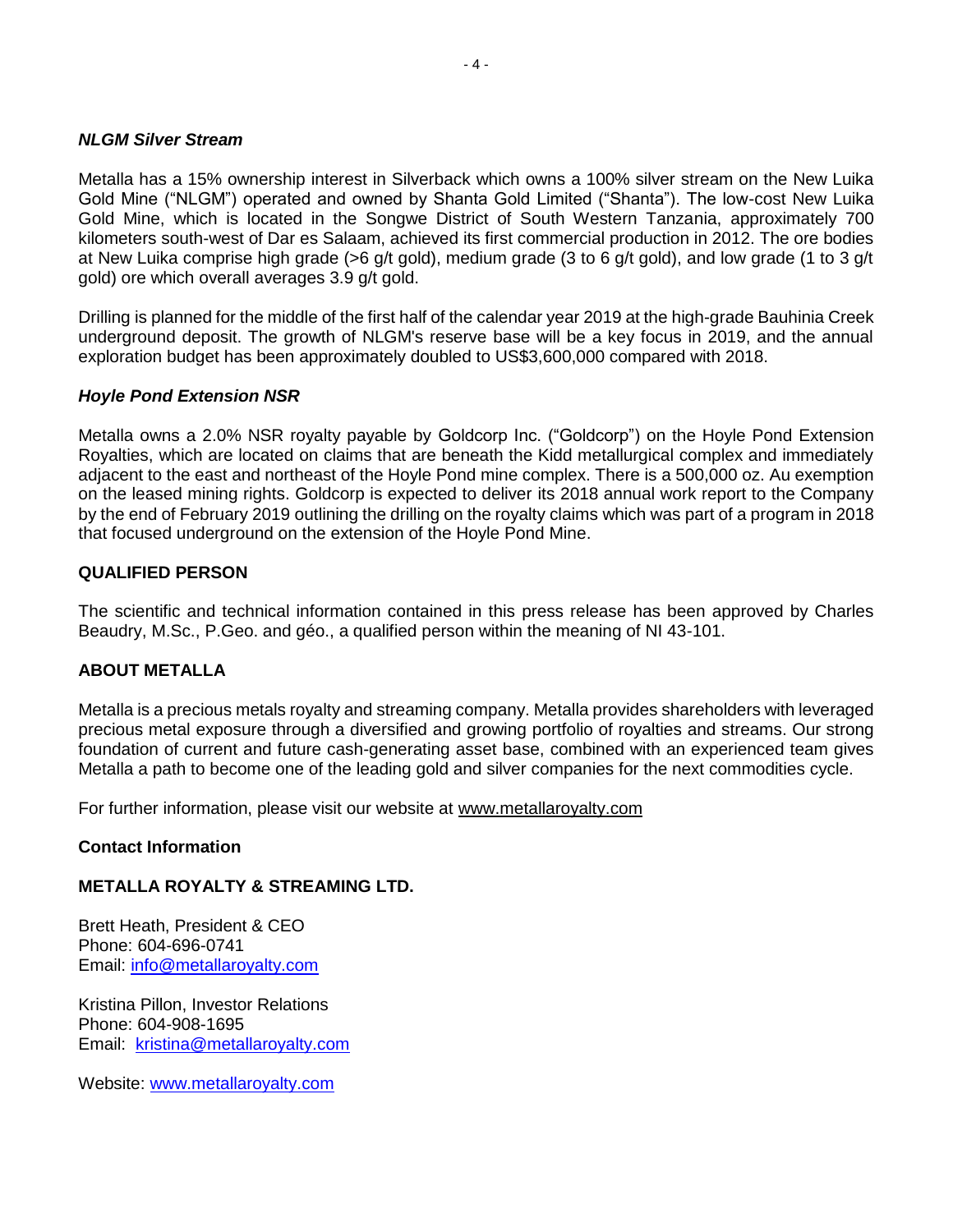***NLGM Silver Stream***

Metalla has a 15% ownership interest in Silverback which owns a 100% silver stream on the New Luika Gold Mine ("NLGM") operated and owned by Shanta Gold Limited ("Shanta"). The low-cost New Luika Gold Mine, which is located in the Songwe District of South Western Tanzania, approximately 700 kilometers south-west of Dar es Salaam, achieved its first commercial production in 2012. The ore bodies at New Luika comprise high grade (>6 g/t gold), medium grade (3 to 6 g/t gold), and low grade (1 to 3 g/t gold) ore which overall averages 3.9 g/t gold.

Drilling is planned for the middle of the first half of the calendar year 2019 at the high-grade Bauhinia Creek underground deposit. The growth of NLGM's reserve base will be a key focus in 2019, and the annual exploration budget has been approximately doubled to US$3,600,000 compared with 2018.

***Hoyle Pond Extension NSR***

Metalla owns a 2.0% NSR royalty payable by Goldcorp Inc. ("Goldcorp") on the Hoyle Pond Extension Royalties, which are located on claims that are beneath the Kidd metallurgical complex and immediately adjacent to the east and northeast of the Hoyle Pond mine complex. There is a 500,000 oz. Au exemption on the leased mining rights. Goldcorp is expected to deliver its 2018 annual work report to the Company by the end of February 2019 outlining the drilling on the royalty claims which was part of a program in 2018 that focused underground on the extension of the Hoyle Pond Mine.

**QUALIFIED PERSON**

The scientific and technical information contained in this press release has been approved by Charles Beaudry, M.Sc., P.Geo. and géo., a qualified person within the meaning of NI 43-101.

**ABOUT METALLA**

Metalla is a precious metals royalty and streaming company. Metalla provides shareholders with leveraged precious metal exposure through a diversified and growing portfolio of royalties and streams. Our strong foundation of current and future cash-generating asset base, combined with an experienced team gives Metalla a path to become one of the leading gold and silver companies for the next commodities cycle.

For further information, please visit our website at www.metallaroyalty.com

**Contact Information**

**METALLA ROYALTY & STREAMING LTD.**

Brett Heath, President & CEO
Phone: 604-696-0741
Email: info@metallaroyalty.com

Kristina Pillon, Investor Relations
Phone: 604-908-1695
Email: kristina@metallaroyalty.com

Website: www.metallaroyalty.com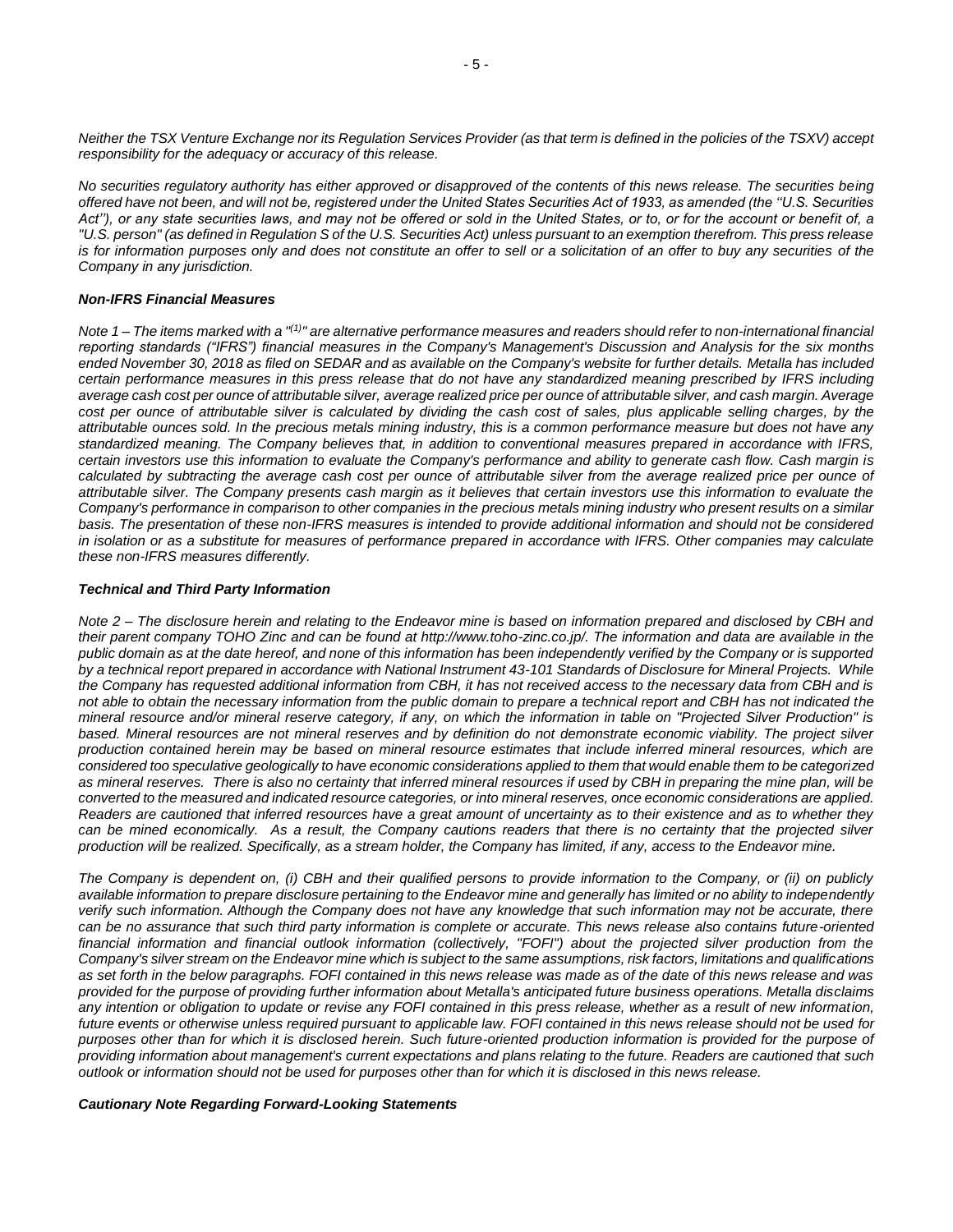*Neither the TSX Venture Exchange nor its Regulation Services Provider (as that term is defined in the policies of the TSXV) accept responsibility for the adequacy or accuracy of this release.*

*No securities regulatory authority has either approved or disapproved of the contents of this news release. The securities being offered have not been, and will not be, registered under the United States Securities Act of 1933, as amended (the "U.S. Securities Act"), or any state securities laws, and may not be offered or sold in the United States, or to, or for the account or benefit of, a "U.S. person" (as defined in Regulation S of the U.S. Securities Act) unless pursuant to an exemption therefrom. This press release is for information purposes only and does not constitute an offer to sell or a solicitation of an offer to buy any securities of the Company in any jurisdiction.*

***Non-IFRS Financial Measures***

*Note 1 – The items marked with a "(1)" are alternative performance measures and readers should refer to non-international financial reporting standards ("IFRS") financial measures in the Company's Management's Discussion and Analysis for the six months ended November 30, 2018 as filed on SEDAR and as available on the Company's website for further details. Metalla has included certain performance measures in this press release that do not have any standardized meaning prescribed by IFRS including average cash cost per ounce of attributable silver, average realized price per ounce of attributable silver, and cash margin. Average cost per ounce of attributable silver is calculated by dividing the cash cost of sales, plus applicable selling charges, by the attributable ounces sold. In the precious metals mining industry, this is a common performance measure but does not have any standardized meaning. The Company believes that, in addition to conventional measures prepared in accordance with IFRS, certain investors use this information to evaluate the Company's performance and ability to generate cash flow. Cash margin is calculated by subtracting the average cash cost per ounce of attributable silver from the average realized price per ounce of attributable silver. The Company presents cash margin as it believes that certain investors use this information to evaluate the Company's performance in comparison to other companies in the precious metals mining industry who present results on a similar basis. The presentation of these non-IFRS measures is intended to provide additional information and should not be considered in isolation or as a substitute for measures of performance prepared in accordance with IFRS. Other companies may calculate these non-IFRS measures differently.*

***Technical and Third Party Information***

*Note 2 – The disclosure herein and relating to the Endeavor mine is based on information prepared and disclosed by CBH and their parent company TOHO Zinc and can be found at http://www.toho-zinc.co.jp/. The information and data are available in the public domain as at the date hereof, and none of this information has been independently verified by the Company or is supported by a technical report prepared in accordance with National Instrument 43-101 Standards of Disclosure for Mineral Projects. While the Company has requested additional information from CBH, it has not received access to the necessary data from CBH and is not able to obtain the necessary information from the public domain to prepare a technical report and CBH has not indicated the mineral resource and/or mineral reserve category, if any, on which the information in table on "Projected Silver Production" is based. Mineral resources are not mineral reserves and by definition do not demonstrate economic viability. The project silver production contained herein may be based on mineral resource estimates that include inferred mineral resources, which are considered too speculative geologically to have economic considerations applied to them that would enable them to be categorized as mineral reserves. There is also no certainty that inferred mineral resources if used by CBH in preparing the mine plan, will be converted to the measured and indicated resource categories, or into mineral reserves, once economic considerations are applied. Readers are cautioned that inferred resources have a great amount of uncertainty as to their existence and as to whether they can be mined economically. As a result, the Company cautions readers that there is no certainty that the projected silver production will be realized. Specifically, as a stream holder, the Company has limited, if any, access to the Endeavor mine.*

*The Company is dependent on, (i) CBH and their qualified persons to provide information to the Company, or (ii) on publicly available information to prepare disclosure pertaining to the Endeavor mine and generally has limited or no ability to independently verify such information. Although the Company does not have any knowledge that such information may not be accurate, there can be no assurance that such third party information is complete or accurate. This news release also contains future-oriented financial information and financial outlook information (collectively, "FOFI") about the projected silver production from the Company's silver stream on the Endeavor mine which is subject to the same assumptions, risk factors, limitations and qualifications as set forth in the below paragraphs. FOFI contained in this news release was made as of the date of this news release and was provided for the purpose of providing further information about Metalla's anticipated future business operations. Metalla disclaims any intention or obligation to update or revise any FOFI contained in this press release, whether as a result of new information, future events or otherwise unless required pursuant to applicable law. FOFI contained in this news release should not be used for purposes other than for which it is disclosed herein. Such future-oriented production information is provided for the purpose of providing information about management's current expectations and plans relating to the future. Readers are cautioned that such outlook or information should not be used for purposes other than for which it is disclosed in this news release.*

***Cautionary Note Regarding Forward-Looking Statements***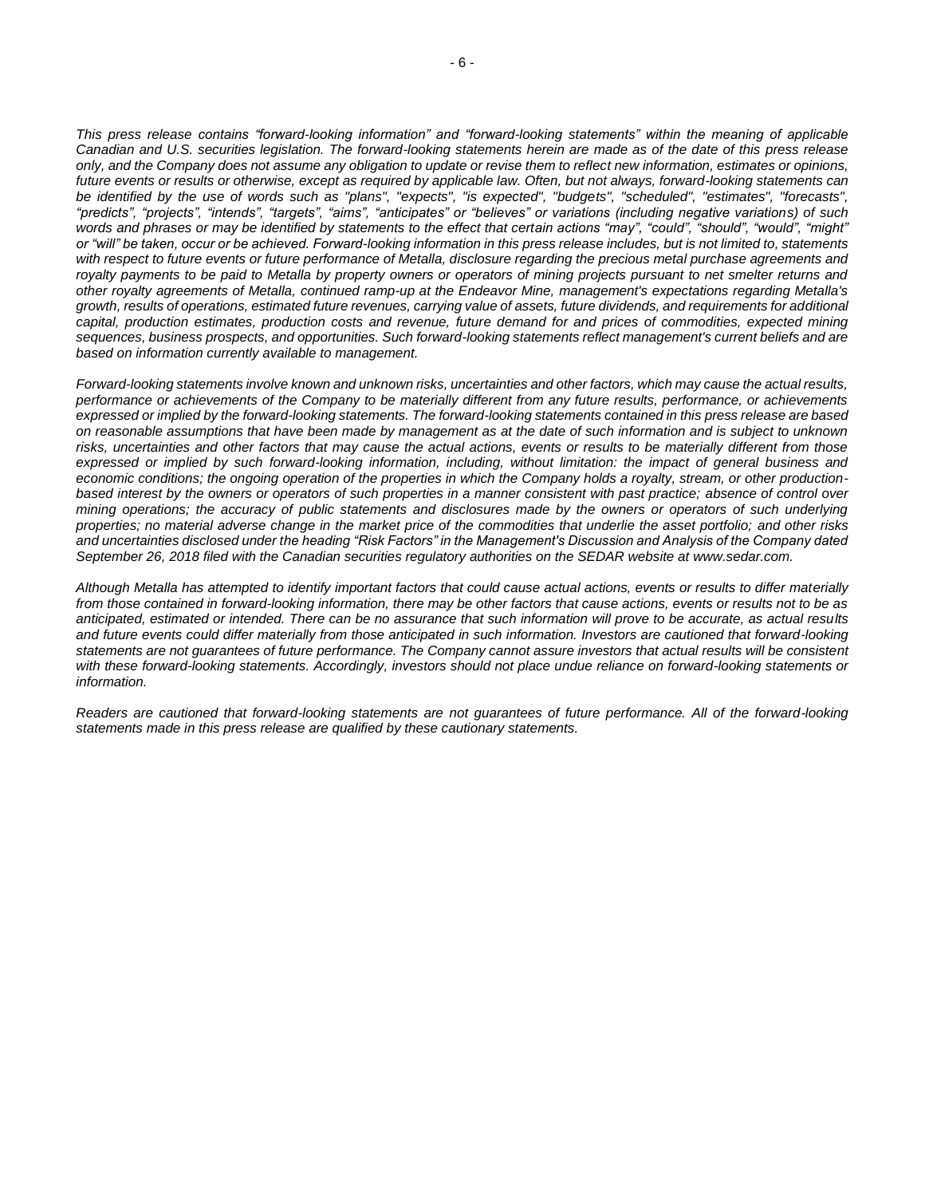*This press release contains "forward-looking information" and "forward-looking statements" within the meaning of applicable Canadian and U.S. securities legislation. The forward-looking statements herein are made as of the date of this press release only, and the Company does not assume any obligation to update or revise them to reflect new information, estimates or opinions, future events or results or otherwise, except as required by applicable law. Often, but not always, forward-looking statements can be identified by the use of words such as "plans", "expects", "is expected", "budgets", "scheduled", "estimates", "forecasts", "predicts", "projects", "intends", "targets", "aims", "anticipates" or "believes" or variations (including negative variations) of such words and phrases or may be identified by statements to the effect that certain actions "may", "could", "should", "would", "might" or "will" be taken, occur or be achieved. Forward-looking information in this press release includes, but is not limited to, statements with respect to future events or future performance of Metalla, disclosure regarding the precious metal purchase agreements and royalty payments to be paid to Metalla by property owners or operators of mining projects pursuant to net smelter returns and other royalty agreements of Metalla, continued ramp-up at the Endeavor Mine, management's expectations regarding Metalla's growth, results of operations, estimated future revenues, carrying value of assets, future dividends, and requirements for additional capital, production estimates, production costs and revenue, future demand for and prices of commodities, expected mining sequences, business prospects, and opportunities. Such forward-looking statements reflect management's current beliefs and are based on information currently available to management.*

*Forward-looking statements involve known and unknown risks, uncertainties and other factors, which may cause the actual results, performance or achievements of the Company to be materially different from any future results, performance, or achievements expressed or implied by the forward-looking statements. The forward-looking statements contained in this press release are based on reasonable assumptions that have been made by management as at the date of such information and is subject to unknown risks, uncertainties and other factors that may cause the actual actions, events or results to be materially different from those expressed or implied by such forward-looking information, including, without limitation: the impact of general business and economic conditions; the ongoing operation of the properties in which the Company holds a royalty, stream, or other production-based interest by the owners or operators of such properties in a manner consistent with past practice; absence of control over mining operations; the accuracy of public statements and disclosures made by the owners or operators of such underlying properties; no material adverse change in the market price of the commodities that underlie the asset portfolio; and other risks and uncertainties disclosed under the heading "Risk Factors" in the Management's Discussion and Analysis of the Company dated September 26, 2018 filed with the Canadian securities regulatory authorities on the SEDAR website at www.sedar.com.*

*Although Metalla has attempted to identify important factors that could cause actual actions, events or results to differ materially from those contained in forward-looking information, there may be other factors that cause actions, events or results not to be as anticipated, estimated or intended. There can be no assurance that such information will prove to be accurate, as actual results and future events could differ materially from those anticipated in such information. Investors are cautioned that forward-looking statements are not guarantees of future performance. The Company cannot assure investors that actual results will be consistent with these forward-looking statements. Accordingly, investors should not place undue reliance on forward-looking statements or information.*

*Readers are cautioned that forward-looking statements are not guarantees of future performance. All of the forward-looking statements made in this press release are qualified by these cautionary statements.*